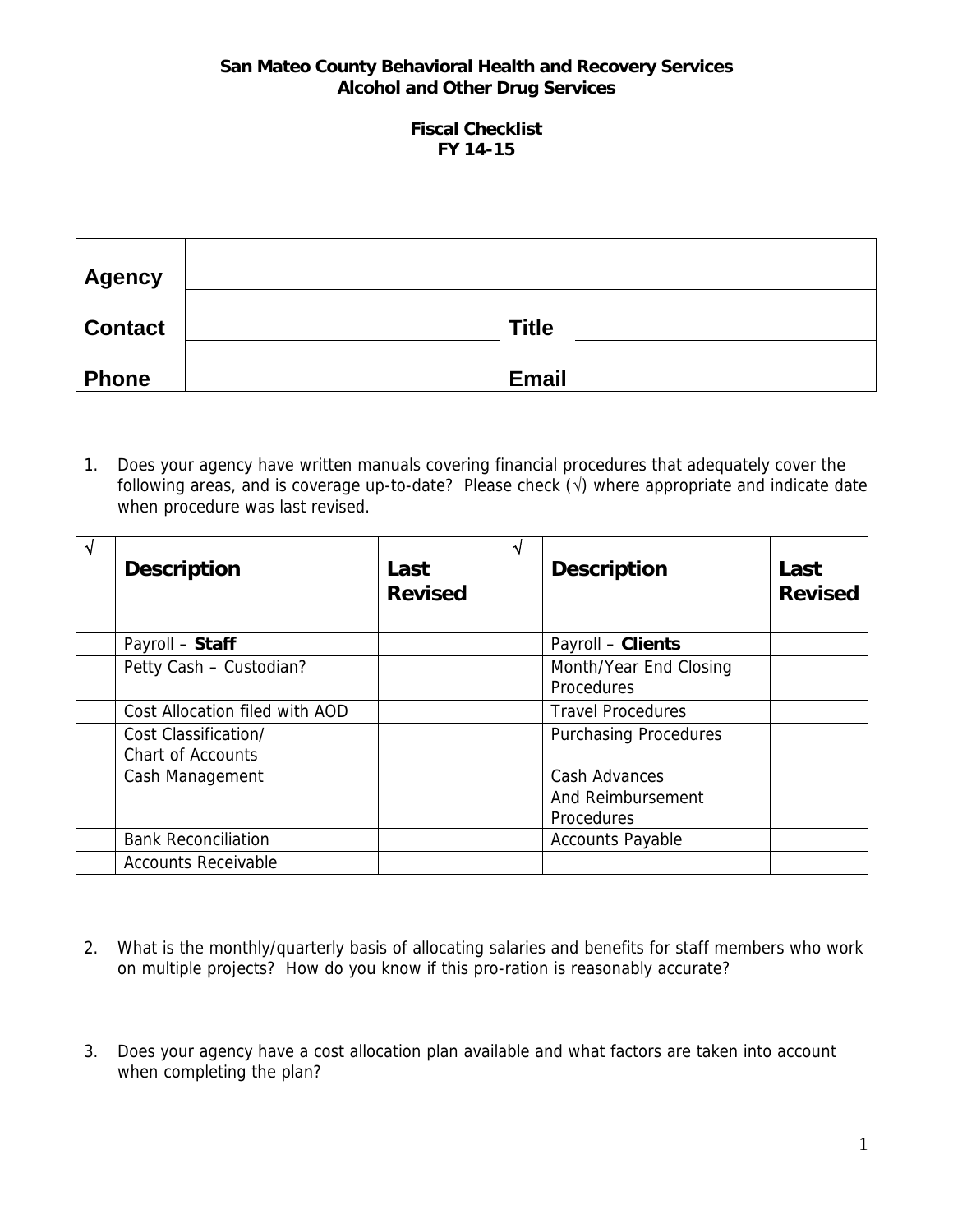**San Mateo County Behavioral Health and Recovery Services**
**Alcohol and Other Drug Services**

**Fiscal Checklist**
**FY 14-15**

| | | | |
|---|---|---|---|
| **Agency** | | | |
| **Contact** | | **Title** | |
| **Phone** | | **Email** | |

1. Does your agency have written manuals covering financial procedures that adequately cover the following areas, and is coverage up-to-date? Please check (√) where appropriate and indicate date when procedure was last revised.

| √ | **Description** | **Last Revised** | √ | **Description** | **Last Revised** |
|---|---|---|---|---|---|
| | Payroll – **Staff** | | | Payroll – **Clients** | |
| | Petty Cash – Custodian? | | | Month/Year End Closing Procedures | |
| | Cost Allocation filed with AOD | | | Travel Procedures | |
| | Cost Classification/ Chart of Accounts | | | Purchasing Procedures | |
| | Cash Management | | | Cash Advances And Reimbursement Procedures | |
| | Bank Reconciliation | | | Accounts Payable | |
| | Accounts Receivable | | | | |

2. What is the monthly/quarterly basis of allocating salaries and benefits for staff members who work on multiple projects? How do you know if this pro-ration is reasonably accurate?

3. Does your agency have a cost allocation plan available and what factors are taken into account when completing the plan?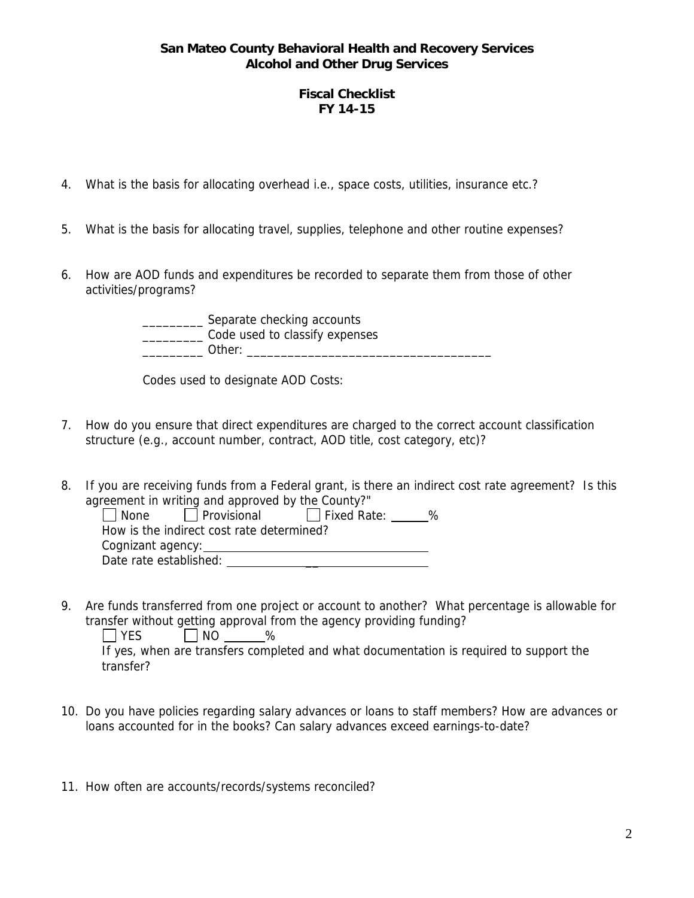**San Mateo County Behavioral Health and Recovery Services**
**Alcohol and Other Drug Services**

**Fiscal Checklist**
**FY 14-15**

4. What is the basis for allocating overhead i.e., space costs, utilities, insurance etc.?

5. What is the basis for allocating travel, supplies, telephone and other routine expenses?

6. How are AOD funds and expenditures be recorded to separate them from those of other activities/programs?

   _________ Separate checking accounts
   _________ Code used to classify expenses
   _________ Other: ____________________________________

   Codes used to designate AOD Costs:

7. How do you ensure that direct expenditures are charged to the correct account classification structure (e.g., account number, contract, AOD title, cost category, etc)?

8. If you are receiving funds from a Federal grant, is there an indirect cost rate agreement? Is this agreement in writing and approved by the County?"

   ☐ None ☐ Provisional ☐ Fixed Rate: ______%
   How is the indirect cost rate determined?
   Cognizant agency: ____________________
   Date rate established: ____________________

9. Are funds transferred from one project or account to another? What percentage is allowable for transfer without getting approval from the agency providing funding?

   ☐ YES ☐ NO ______%
   If yes, when are transfers completed and what documentation is required to support the transfer?

10. Do you have policies regarding salary advances or loans to staff members? How are advances or loans accounted for in the books? Can salary advances exceed earnings-to-date?

11. How often are accounts/records/systems reconciled?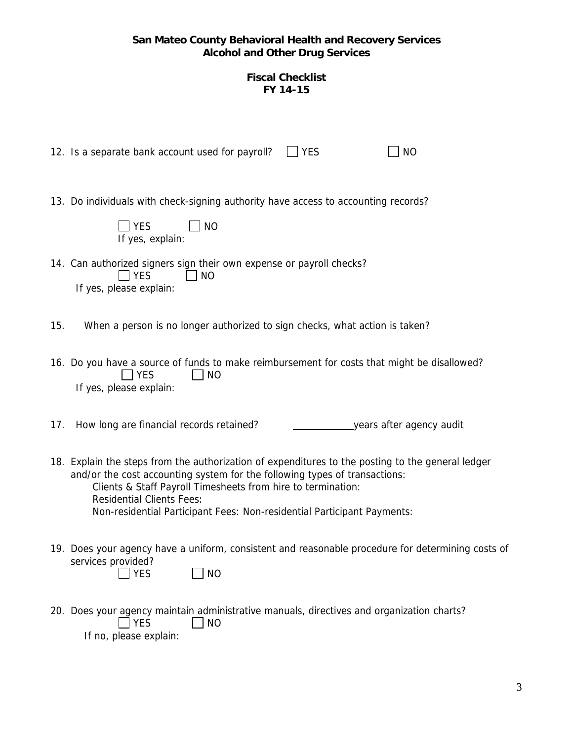**San Mateo County Behavioral Health and Recovery Services**
**Alcohol and Other Drug Services**

**Fiscal Checklist**
**FY 14-15**

12. Is a separate bank account used for payroll? ☐ YES ☐ NO

13. Do individuals with check-signing authority have access to accounting records?

    ☐ YES ☐ NO
    If yes, explain:

14. Can authorized signers sign their own expense or payroll checks?
    ☐ YES ☐ NO
    If yes, please explain:

15. When a person is no longer authorized to sign checks, what action is taken?

16. Do you have a source of funds to make reimbursement for costs that might be disallowed?
    ☐ YES ☐ NO
    If yes, please explain:

17. How long are financial records retained? ____________years after agency audit

18. Explain the steps from the authorization of expenditures to the posting to the general ledger and/or the cost accounting system for the following types of transactions:
    Clients & Staff Payroll Timesheets from hire to termination:
    Residential Clients Fees:
    Non-residential Participant Fees: Non-residential Participant Payments:

19. Does your agency have a uniform, consistent and reasonable procedure for determining costs of services provided?
    ☐ YES ☐ NO

20. Does your agency maintain administrative manuals, directives and organization charts?
    ☐ YES ☐ NO
    If no, please explain: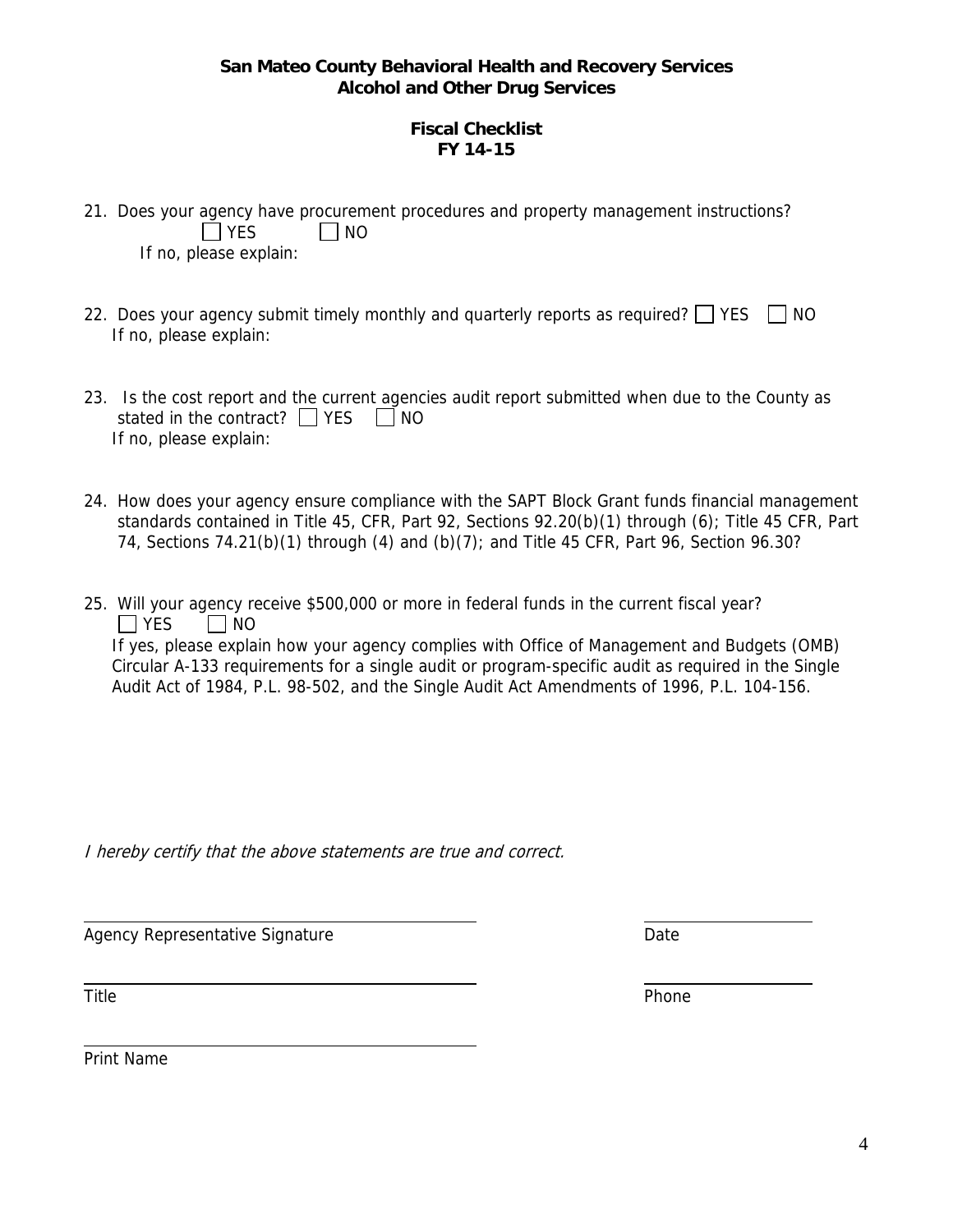**San Mateo County Behavioral Health and Recovery Services**
**Alcohol and Other Drug Services**

**Fiscal Checklist**
**FY 14-15**

21. Does your agency have procurement procedures and property management instructions?
    ☐ YES ☐ NO
    If no, please explain:

22. Does your agency submit timely monthly and quarterly reports as required? ☐ YES ☐ NO
    If no, please explain:

23. Is the cost report and the current agencies audit report submitted when due to the County as stated in the contract? ☐ YES ☐ NO
    If no, please explain:

24. How does your agency ensure compliance with the SAPT Block Grant funds financial management standards contained in Title 45, CFR, Part 92, Sections 92.20(b)(1) through (6); Title 45 CFR, Part 74, Sections 74.21(b)(1) through (4) and (b)(7); and Title 45 CFR, Part 96, Section 96.30?

25. Will your agency receive $500,000 or more in federal funds in the current fiscal year?
    ☐ YES ☐ NO
    If yes, please explain how your agency complies with Office of Management and Budgets (OMB) Circular A-133 requirements for a single audit or program-specific audit as required in the Single Audit Act of 1984, P.L. 98-502, and the Single Audit Act Amendments of 1996, P.L. 104-156.

*I hereby certify that the above statements are true and correct.*

| | |
|---|---|
| Agency Representative Signature | Date |
| Title | Phone |
| Print Name | |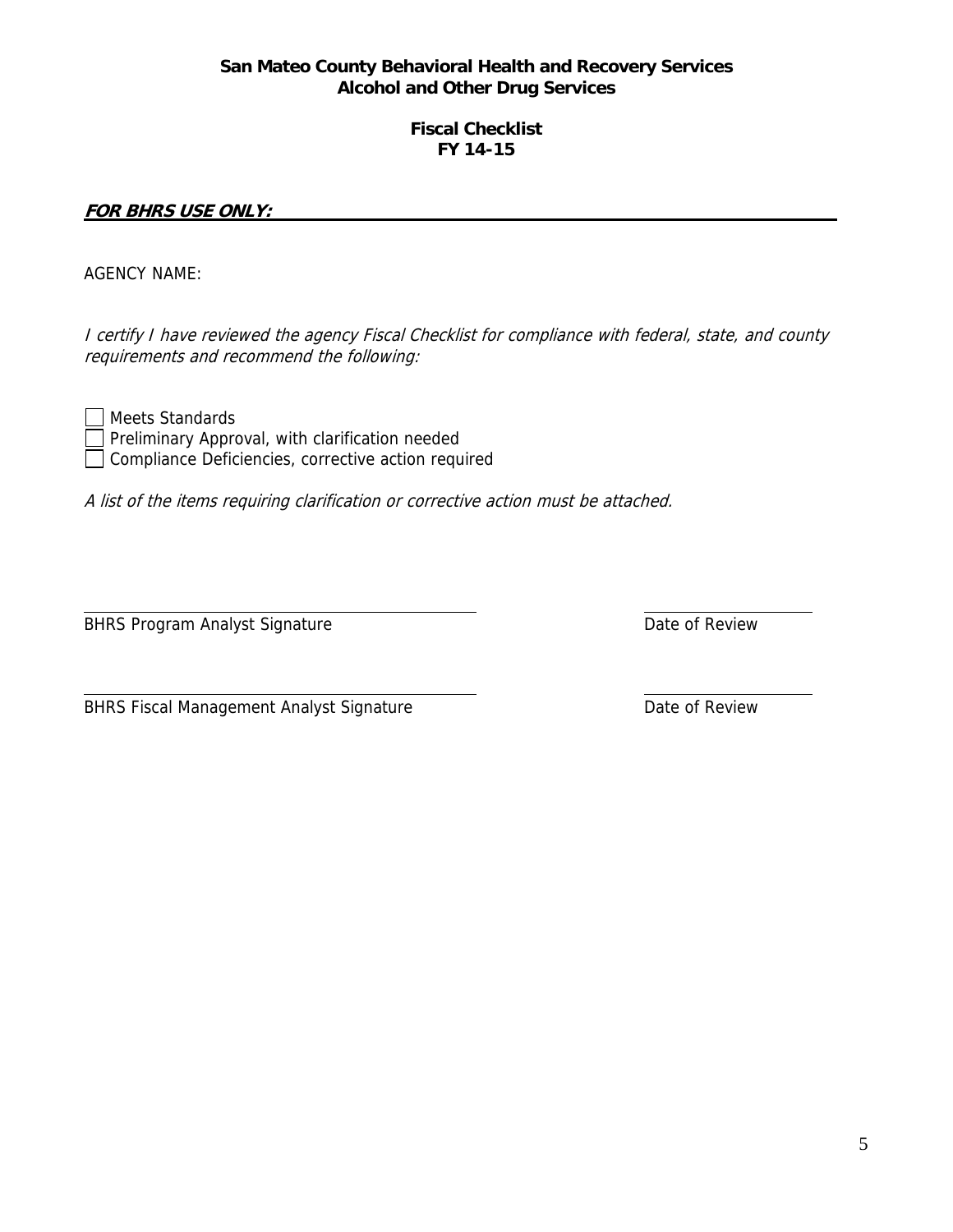**San Mateo County Behavioral Health and Recovery Services**
**Alcohol and Other Drug Services**

**Fiscal Checklist**
**FY 14-15**

***FOR BHRS USE ONLY:***

AGENCY NAME:

*I certify I have reviewed the agency Fiscal Checklist for compliance with federal, state, and county requirements and recommend the following:*

☐ Meets Standards
☐ Preliminary Approval, with clarification needed
☐ Compliance Deficiencies, corrective action required

*A list of the items requiring clarification or corrective action must be attached.*

BHRS Program Analyst Signature ______________________ Date of Review ______________

BHRS Fiscal Management Analyst Signature ______________________ Date of Review ______________